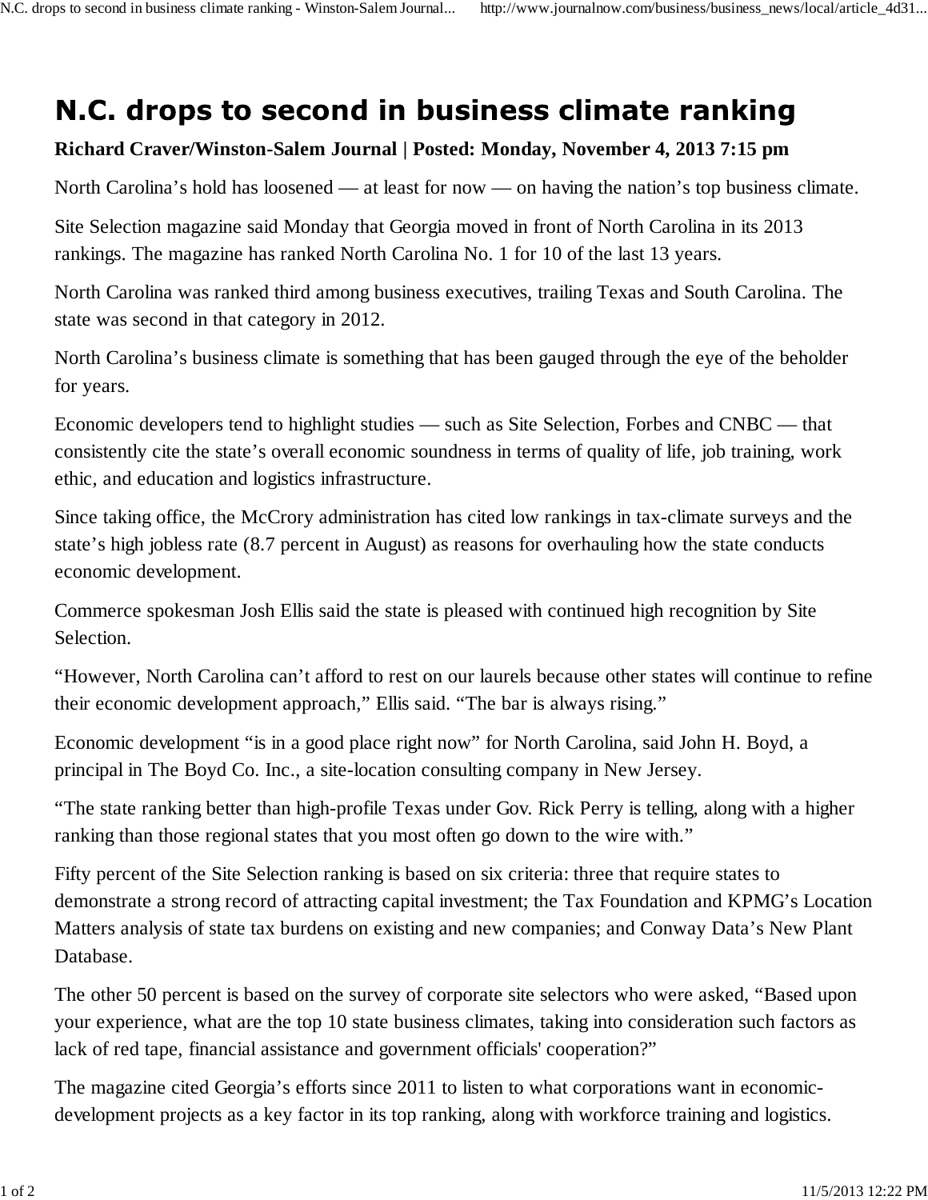# N.C. drops to second in business climate ranking

**Richard Craver/Winston-Salem Journal | Posted: Monday, November 4, 2013 7:15 pm**

North Carolina’s hold has loosened — at least for now — on having the nation’s top business climate.

Site Selection magazine said Monday that Georgia moved in front of North Carolina in its 2013 rankings. The magazine has ranked North Carolina No. 1 for 10 of the last 13 years.

North Carolina was ranked third among business executives, trailing Texas and South Carolina. The state was second in that category in 2012.

North Carolina’s business climate is something that has been gauged through the eye of the beholder for years.

Economic developers tend to highlight studies — such as Site Selection, Forbes and CNBC — that consistently cite the state’s overall economic soundness in terms of quality of life, job training, work ethic, and education and logistics infrastructure.

Since taking office, the McCrory administration has cited low rankings in tax-climate surveys and the state’s high jobless rate (8.7 percent in August) as reasons for overhauling how the state conducts economic development.

Commerce spokesman Josh Ellis said the state is pleased with continued high recognition by Site Selection.

“However, North Carolina can’t afford to rest on our laurels because other states will continue to refine their economic development approach,” Ellis said. “The bar is always rising.”

Economic development “is in a good place right now” for North Carolina, said John H. Boyd, a principal in The Boyd Co. Inc., a site-location consulting company in New Jersey.

“The state ranking better than high-profile Texas under Gov. Rick Perry is telling, along with a higher ranking than those regional states that you most often go down to the wire with.”

Fifty percent of the Site Selection ranking is based on six criteria: three that require states to demonstrate a strong record of attracting capital investment; the Tax Foundation and KPMG’s Location Matters analysis of state tax burdens on existing and new companies; and Conway Data’s New Plant Database.

The other 50 percent is based on the survey of corporate site selectors who were asked, “Based upon your experience, what are the top 10 state business climates, taking into consideration such factors as lack of red tape, financial assistance and government officials' cooperation?”

The magazine cited Georgia’s efforts since 2011 to listen to what corporations want in economic-development projects as a key factor in its top ranking, along with workforce training and logistics.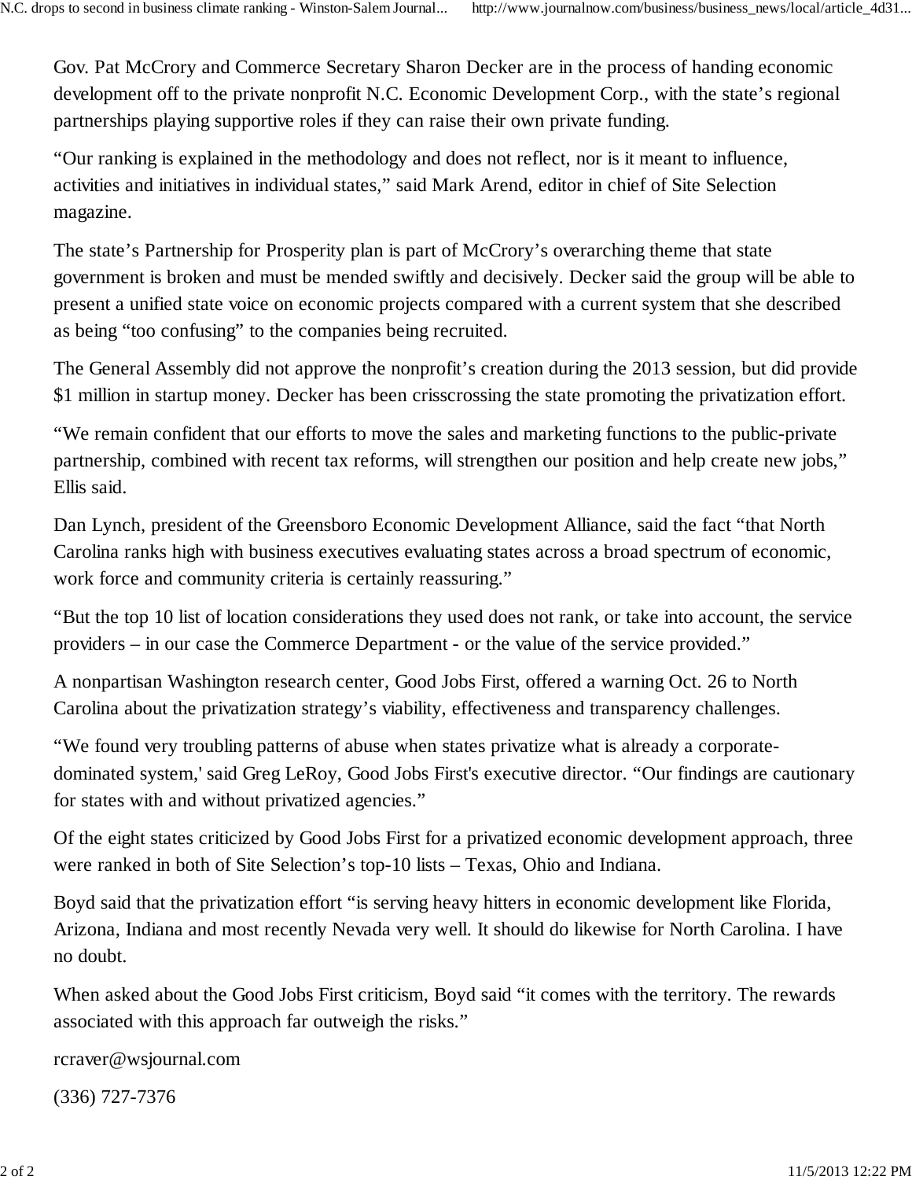Gov. Pat McCrory and Commerce Secretary Sharon Decker are in the process of handing economic development off to the private nonprofit N.C. Economic Development Corp., with the state's regional partnerships playing supportive roles if they can raise their own private funding.

"Our ranking is explained in the methodology and does not reflect, nor is it meant to influence, activities and initiatives in individual states," said Mark Arend, editor in chief of Site Selection magazine.

The state's Partnership for Prosperity plan is part of McCrory's overarching theme that state government is broken and must be mended swiftly and decisively. Decker said the group will be able to present a unified state voice on economic projects compared with a current system that she described as being "too confusing" to the companies being recruited.

The General Assembly did not approve the nonprofit's creation during the 2013 session, but did provide $1 million in startup money. Decker has been crisscrossing the state promoting the privatization effort.

"We remain confident that our efforts to move the sales and marketing functions to the public-private partnership, combined with recent tax reforms, will strengthen our position and help create new jobs," Ellis said.

Dan Lynch, president of the Greensboro Economic Development Alliance, said the fact "that North Carolina ranks high with business executives evaluating states across a broad spectrum of economic, work force and community criteria is certainly reassuring."

"But the top 10 list of location considerations they used does not rank, or take into account, the service providers – in our case the Commerce Department - or the value of the service provided."

A nonpartisan Washington research center, Good Jobs First, offered a warning Oct. 26 to North Carolina about the privatization strategy's viability, effectiveness and transparency challenges.

"We found very troubling patterns of abuse when states privatize what is already a corporate-dominated system,' said Greg LeRoy, Good Jobs First's executive director. "Our findings are cautionary for states with and without privatized agencies."

Of the eight states criticized by Good Jobs First for a privatized economic development approach, three were ranked in both of Site Selection's top-10 lists – Texas, Ohio and Indiana.

Boyd said that the privatization effort "is serving heavy hitters in economic development like Florida, Arizona, Indiana and most recently Nevada very well. It should do likewise for North Carolina. I have no doubt.

When asked about the Good Jobs First criticism, Boyd said "it comes with the territory. The rewards associated with this approach far outweigh the risks."

rcraver@wsjournal.com

(336) 727-7376